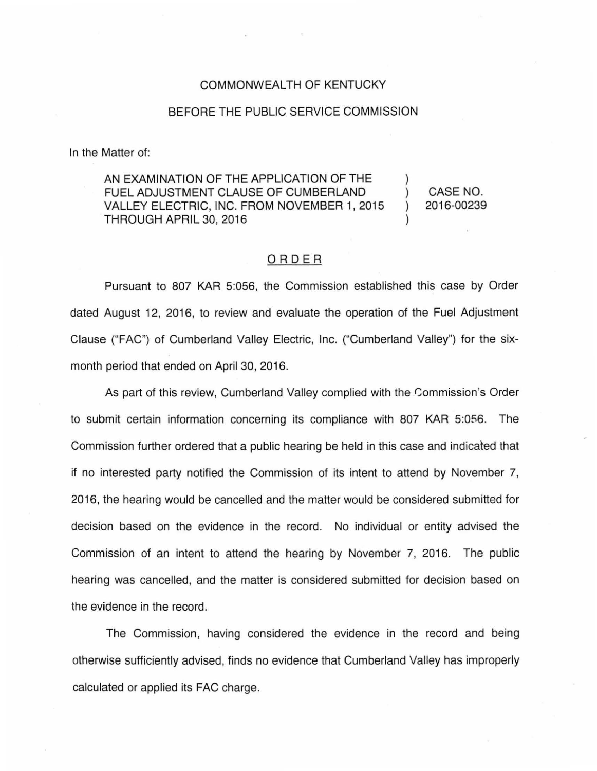COMMONWEALTH OF KENTUCKY

BEFORE THE PUBLIC SERVICE COMMISSION

In the Matter of:

| | | |
|---|---|---|
| AN EXAMINATION OF THE APPLICATION OF THE FUEL ADJUSTMENT CLAUSE OF CUMBERLAND VALLEY ELECTRIC, INC. FROM NOVEMBER 1, 2015 THROUGH APRIL 30, 2016 | ) | CASE NO. 2016-00239 |

ORDER

Pursuant to 807 KAR 5:056, the Commission established this case by Order dated August 12, 2016, to review and evaluate the operation of the Fuel Adjustment Clause ("FAC") of Cumberland Valley Electric, Inc. ("Cumberland Valley") for the six-month period that ended on April 30, 2016.

As part of this review, Cumberland Valley complied with the Commission's Order to submit certain information concerning its compliance with 807 KAR 5:056. The Commission further ordered that a public hearing be held in this case and indicated that if no interested party notified the Commission of its intent to attend by November 7, 2016, the hearing would be cancelled and the matter would be considered submitted for decision based on the evidence in the record. No individual or entity advised the Commission of an intent to attend the hearing by November 7, 2016. The public hearing was cancelled, and the matter is considered submitted for decision based on the evidence in the record.

The Commission, having considered the evidence in the record and being otherwise sufficiently advised, finds no evidence that Cumberland Valley has improperly calculated or applied its FAC charge.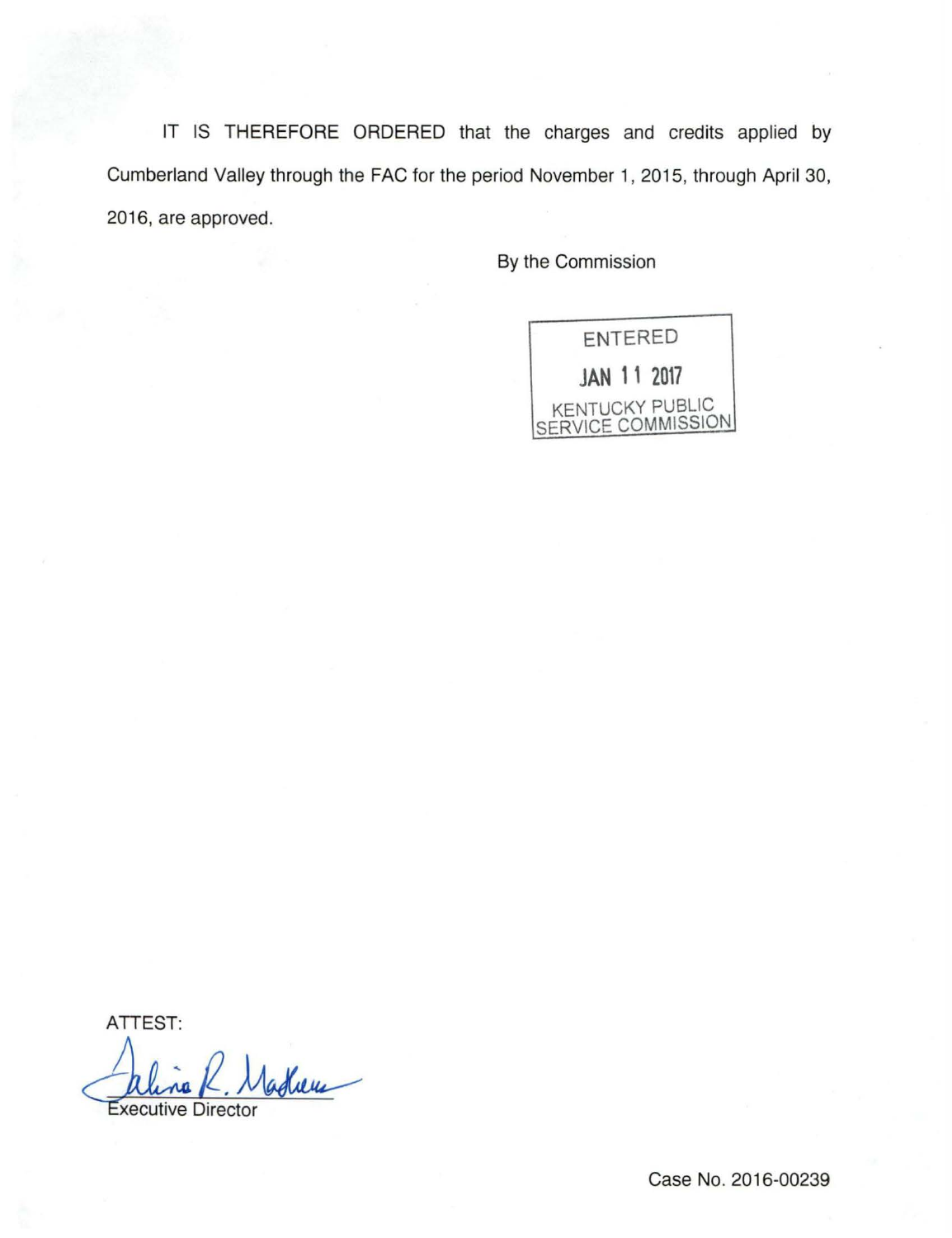IT IS THEREFORE ORDERED that the charges and credits applied by Cumberland Valley through the FAC for the period November 1, 2015, through April 30, 2016, are approved.

By the Commission

ENTERED

JAN 11 2017

KENTUCKY PUBLIC SERVICE COMMISSION

ATTEST:

Executive Director

Case No. 2016-00239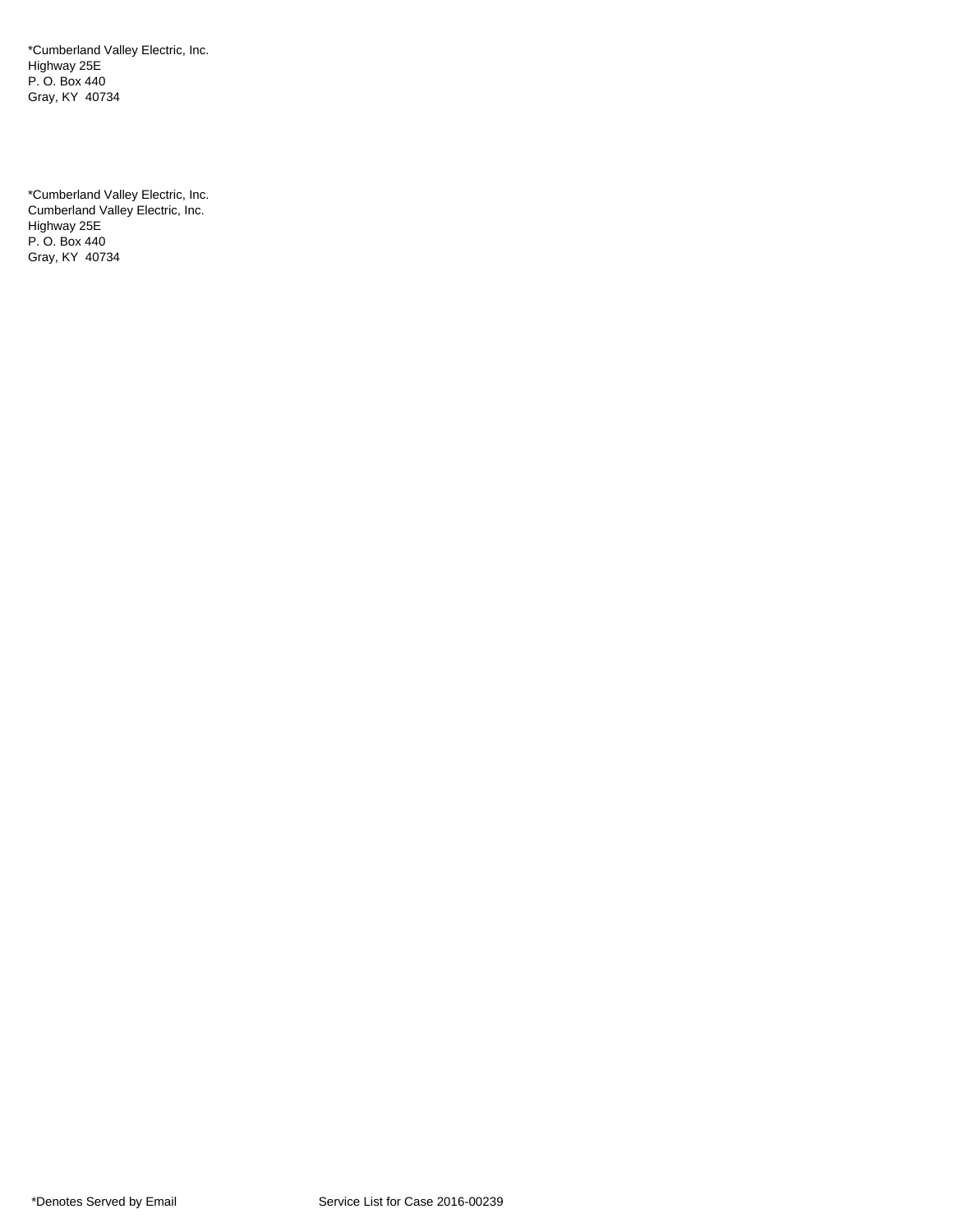*Cumberland Valley Electric, Inc.
Highway 25E
P. O. Box 440
Gray, KY  40734

*Cumberland Valley Electric, Inc.
Cumberland Valley Electric, Inc.
Highway 25E
P. O. Box 440
Gray, KY  40734

*Denotes Served by Email

Service List for Case 2016-00239